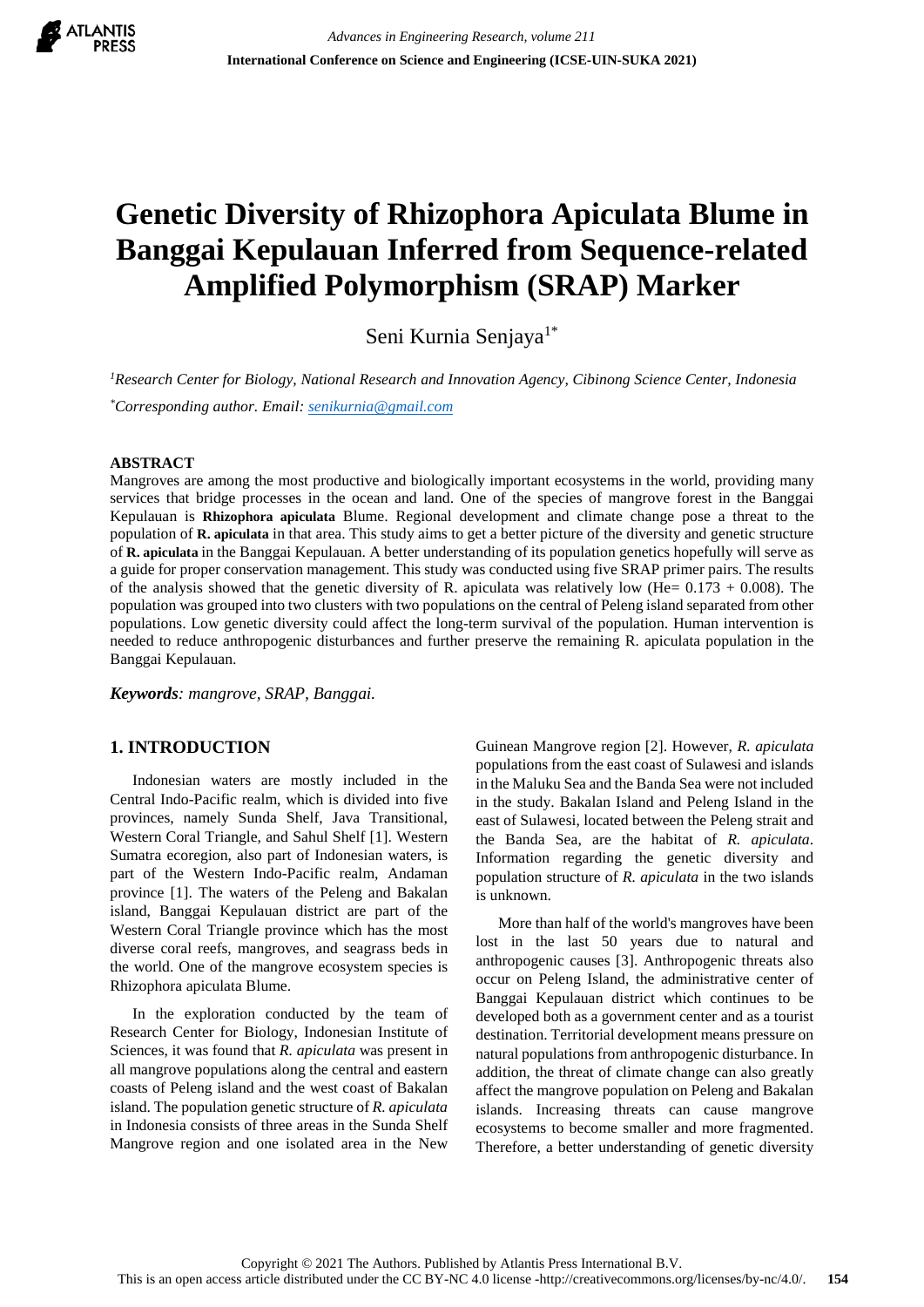# Genetic Diversity of Rhizophora Apiculata Blume in Banggai Kepulauan Inferred from Sequence-related Amplified Polymorphism (SRAP) Marker

Seni Kurnia Senjaya[1*]

[1]*Research Center for Biology, National Research and Innovation Agency, Cibinong Science Center, Indonesia*

[*]*Corresponding author. Email: senikurnia@gmail.com*

## ABSTRACT

Mangroves are among the most productive and biologically important ecosystems in the world, providing many services that bridge processes in the ocean and land. One of the species of mangrove forest in the Banggai Kepulauan is **Rhizophora apiculata** Blume. Regional development and climate change pose a threat to the population of **R. apiculata** in that area. This study aims to get a better picture of the diversity and genetic structure of **R. apiculata** in the Banggai Kepulauan. A better understanding of its population genetics hopefully will serve as a guide for proper conservation management. This study was conducted using five SRAP primer pairs. The results of the analysis showed that the genetic diversity of R. apiculata was relatively low (He= 0.173 + 0.008). The population was grouped into two clusters with two populations on the central of Peleng island separated from other populations. Low genetic diversity could affect the long-term survival of the population. Human intervention is needed to reduce anthropogenic disturbances and further preserve the remaining R. apiculata population in the Banggai Kepulauan.

***Keywords****: mangrove, SRAP, Banggai.*

## 1. INTRODUCTION

Indonesian waters are mostly included in the Central Indo-Pacific realm, which is divided into five provinces, namely Sunda Shelf, Java Transitional, Western Coral Triangle, and Sahul Shelf [1]. Western Sumatra ecoregion, also part of Indonesian waters, is part of the Western Indo-Pacific realm, Andaman province [1]. The waters of the Peleng and Bakalan island, Banggai Kepulauan district are part of the Western Coral Triangle province which has the most diverse coral reefs, mangroves, and seagrass beds in the world. One of the mangrove ecosystem species is Rhizophora apiculata Blume.

In the exploration conducted by the team of Research Center for Biology, Indonesian Institute of Sciences, it was found that *R. apiculata* was present in all mangrove populations along the central and eastern coasts of Peleng island and the west coast of Bakalan island. The population genetic structure of *R. apiculata* in Indonesia consists of three areas in the Sunda Shelf Mangrove region and one isolated area in the New Guinean Mangrove region [2]. However, *R. apiculata* populations from the east coast of Sulawesi and islands in the Maluku Sea and the Banda Sea were not included in the study. Bakalan Island and Peleng Island in the east of Sulawesi, located between the Peleng strait and the Banda Sea, are the habitat of *R. apiculata*. Information regarding the genetic diversity and population structure of *R. apiculata* in the two islands is unknown.

More than half of the world's mangroves have been lost in the last 50 years due to natural and anthropogenic causes [3]. Anthropogenic threats also occur on Peleng Island, the administrative center of Banggai Kepulauan district which continues to be developed both as a government center and as a tourist destination. Territorial development means pressure on natural populations from anthropogenic disturbance. In addition, the threat of climate change can also greatly affect the mangrove population on Peleng and Bakalan islands. Increasing threats can cause mangrove ecosystems to become smaller and more fragmented. Therefore, a better understanding of genetic diversity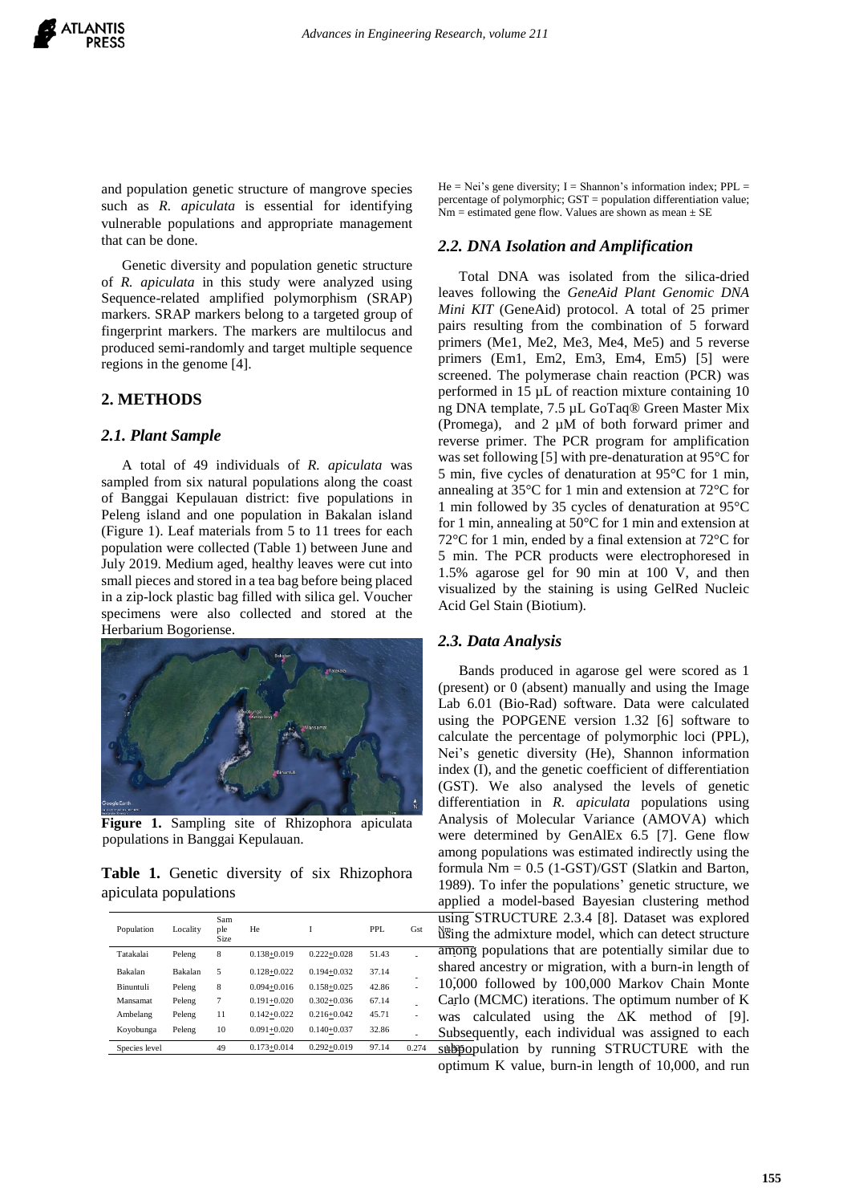and population genetic structure of mangrove species such as *R. apiculata* is essential for identifying vulnerable populations and appropriate management that can be done.

Genetic diversity and population genetic structure of *R. apiculata* in this study were analyzed using Sequence-related amplified polymorphism (SRAP) markers. SRAP markers belong to a targeted group of fingerprint markers. The markers are multilocus and produced semi-randomly and target multiple sequence regions in the genome [4].

## 2. METHODS

### 2.1. Plant Sample

A total of 49 individuals of *R. apiculata* was sampled from six natural populations along the coast of Banggai Kepulauan district: five populations in Peleng island and one population in Bakalan island (Figure 1). Leaf materials from 5 to 11 trees for each population were collected (Table 1) between June and July 2019. Medium aged, healthy leaves were cut into small pieces and stored in a tea bag before being placed in a zip-lock plastic bag filled with silica gel. Voucher specimens were also collected and stored at the Herbarium Bogoriense.

**Figure 1.** Sampling site of Rhizophora apiculata populations in Banggai Kepulauan.

**Table 1.** Genetic diversity of six Rhizophora apiculata populations

| Population | Locality | Sample Size | He | I | PPL | Gst | Nm |
|---|---|---|---|---|---|---|---|
| Tatakalai | Peleng | 8 | 0.138±0.019 | 0.222±0.028 | 51.43 | - | |
| Bakalan | Bakalan | 5 | 0.128±0.022 | 0.194±0.032 | 37.14 | - | |
| Binuntuli | Peleng | 8 | 0.094±0.016 | 0.158±0.025 | 42.86 | - | |
| Mansamat | Peleng | 7 | 0.191±0.020 | 0.302±0.036 | 67.14 | - | |
| Ambelang | Peleng | 11 | 0.142±0.022 | 0.216±0.042 | 45.71 | - | |
| Koyobunga | Peleng | 10 | 0.091±0.020 | 0.140±0.037 | 32.86 | - | |
| Species level | | 49 | 0.173±0.014 | 0.292±0.019 | 97.14 | 0.274 | 1.33 |

He = Nei's gene diversity; I = Shannon's information index; PPL = percentage of polymorphic; GST = population differentiation value; Nm = estimated gene flow. Values are shown as mean ± SE

### 2.2. DNA Isolation and Amplification

Total DNA was isolated from the silica-dried leaves following the *GeneAid Plant Genomic DNA Mini KIT* (GeneAid) protocol. A total of 25 primer pairs resulting from the combination of 5 forward primers (Me1, Me2, Me3, Me4, Me5) and 5 reverse primers (Em1, Em2, Em3, Em4, Em5) [5] were screened. The polymerase chain reaction (PCR) was performed in 15 µL of reaction mixture containing 10 ng DNA template, 7.5 µL GoTaq® Green Master Mix (Promega), and 2 µM of both forward primer and reverse primer. The PCR program for amplification was set following [5] with pre-denaturation at 95°C for 5 min, five cycles of denaturation at 95°C for 1 min, annealing at 35°C for 1 min and extension at 72°C for 1 min followed by 35 cycles of denaturation at 95°C for 1 min, annealing at 50°C for 1 min and extension at 72°C for 1 min, ended by a final extension at 72°C for 5 min. The PCR products were electrophoresed in 1.5% agarose gel for 90 min at 100 V, and then visualized by the staining is using GelRed Nucleic Acid Gel Stain (Biotium).

### 2.3. Data Analysis

Bands produced in agarose gel were scored as 1 (present) or 0 (absent) manually and using the Image Lab 6.01 (Bio-Rad) software. Data were calculated using the POPGENE version 1.32 [6] software to calculate the percentage of polymorphic loci (PPL), Nei's genetic diversity (He), Shannon information index (I), and the genetic coefficient of differentiation (GST). We also analysed the levels of genetic differentiation in *R. apiculata* populations using Analysis of Molecular Variance (AMOVA) which were determined by GenAlEx 6.5 [7]. Gene flow among populations was estimated indirectly using the formula Nm = 0.5 (1-GST)/GST (Slatkin and Barton, 1989). To infer the populations' genetic structure, we applied a model-based Bayesian clustering method using STRUCTURE 2.3.4 [8]. Dataset was explored using the admixture model, which can detect structure among populations that are potentially similar due to shared ancestry or migration, with a burn-in length of 10,000 followed by 100,000 Markov Chain Monte Carlo (MCMC) iterations. The optimum number of K was calculated using the ΔK method of [9]. Subsequently, each individual was assigned to each subpopulation by running STRUCTURE with the optimum K value, burn-in length of 10,000, and run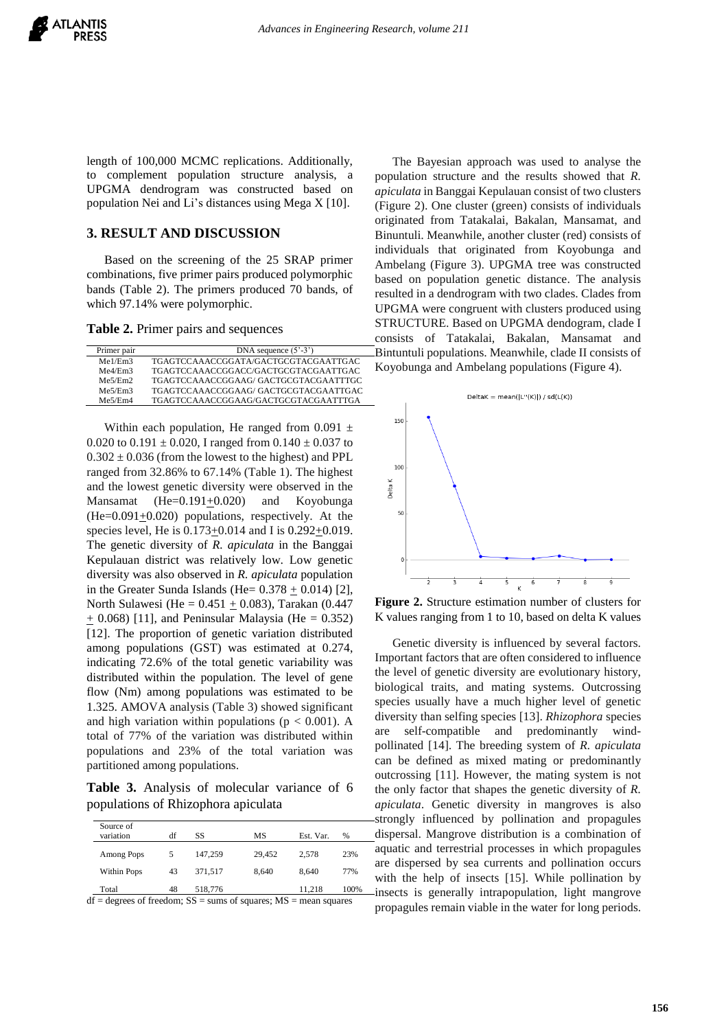length of 100,000 MCMC replications. Additionally, to complement population structure analysis, a UPGMA dendrogram was constructed based on population Nei and Li's distances using Mega X [10].

## 3. RESULT AND DISCUSSION

Based on the screening of the 25 SRAP primer combinations, five primer pairs produced polymorphic bands (Table 2). The primers produced 70 bands, of which 97.14% were polymorphic.

**Table 2.** Primer pairs and sequences

| Primer pair | DNA sequence (5'-3') |
|---|---|
| Me1/Em3 | TGAGTCCAAACCGGATA/GACTGCGTACGAATTGAC |
| Me4/Em3 | TGAGTCCAAACCGGACC/GACTGCGTACGAATTGAC |
| Me5/Em2 | TGAGTCCAAACCGGAAG/ GACTGCGTACGAATTTGC |
| Me5/Em3 | TGAGTCCAAACCGGAAG/ GACTGCGTACGAATTGAC |
| Me5/Em4 | TGAGTCCAAACCGGAAG/GACTGCGTACGAATTTGA |

Within each population, He ranged from $0.091 \pm 0.020$ to $0.191 \pm 0.020$, I ranged from $0.140 \pm 0.037$ to $0.302 \pm 0.036$ (from the lowest to the highest) and PPL ranged from 32.86% to 67.14% (Table 1). The highest and the lowest genetic diversity were observed in the Mansamat (He=$0.191 \pm 0.020$) and Koyobunga (He=$0.091 \pm 0.020$) populations, respectively. At the species level, He is $0.173 \pm 0.014$ and I is $0.292 \pm 0.019$. The genetic diversity of *R. apiculata* in the Banggai Kepulauan district was relatively low. Low genetic diversity was also observed in *R. apiculata* population in the Greater Sunda Islands (He= $0.378 \pm 0.014$) [2], North Sulawesi (He = $0.451 \pm 0.083$), Tarakan ($0.447 \pm 0.068$) [11], and Peninsular Malaysia (He = 0.352) [12]. The proportion of genetic variation distributed among populations (GST) was estimated at 0.274, indicating 72.6% of the total genetic variability was distributed within the population. The level of gene flow (Nm) among populations was estimated to be 1.325. AMOVA analysis (Table 3) showed significant and high variation within populations ($p < 0.001$). A total of 77% of the variation was distributed within populations and 23% of the total variation was partitioned among populations.

**Table 3.** Analysis of molecular variance of 6 populations of Rhizophora apiculata

| Source of variation | df | SS | MS | Est. Var. | % |
|---|---|---|---|---|---|
| Among Pops | 5 | 147,259 | 29,452 | 2,578 | 23% |
| Within Pops | 43 | 371,517 | 8,640 | 8,640 | 77% |
| Total | 48 | 518,776 | | 11,218 | 100% |

df = degrees of freedom; SS = sums of squares; MS = mean squares

The Bayesian approach was used to analyse the population structure and the results showed that *R. apiculata* in Banggai Kepulauan consist of two clusters (Figure 2). One cluster (green) consists of individuals originated from Tatakalai, Bakalan, Mansamat, and Binuntuli. Meanwhile, another cluster (red) consists of individuals that originated from Koyobunga and Ambelang (Figure 3). UPGMA tree was constructed based on population genetic distance. The analysis resulted in a dendrogram with two clades. Clades from UPGMA were congruent with clusters produced using STRUCTURE. Based on UPGMA dendogram, clade I consists of Tatakalai, Bakalan, Mansamat and Bintuntuli populations. Meanwhile, clade II consists of Koyobunga and Ambelang populations (Figure 4).

**Figure 2.** Structure estimation number of clusters for K values ranging from 1 to 10, based on delta K values

Genetic diversity is influenced by several factors. Important factors that are often considered to influence the level of genetic diversity are evolutionary history, biological traits, and mating systems. Outcrossing species usually have a much higher level of genetic diversity than selfing species [13]. *Rhizophora* species are self-compatible and predominantly wind-pollinated [14]. The breeding system of *R. apiculata* can be defined as mixed mating or predominantly outcrossing [11]. However, the mating system is not the only factor that shapes the genetic diversity of *R. apiculata*. Genetic diversity in mangroves is also strongly influenced by pollination and propagules dispersal. Mangrove distribution is a combination of aquatic and terrestrial processes in which propagules are dispersed by sea currents and pollination occurs with the help of insects [15]. While pollination by insects is generally intrapopulation, light mangrove propagules remain viable in the water for long periods.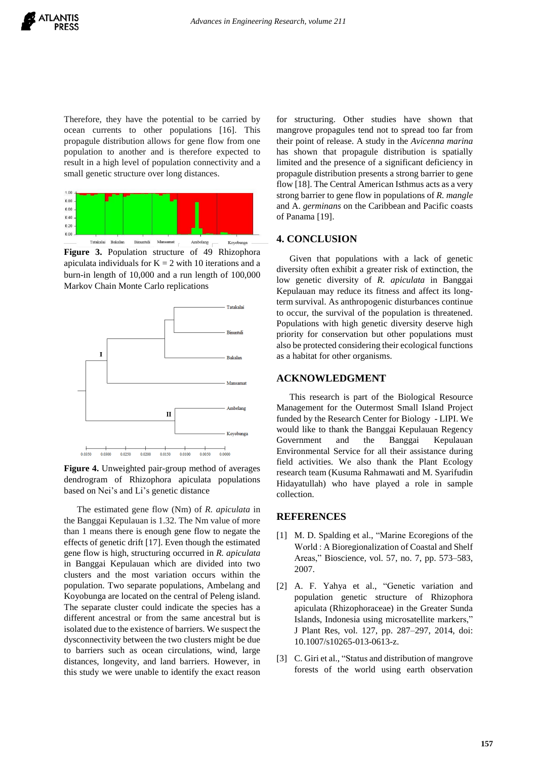Therefore, they have the potential to be carried by ocean currents to other populations [16]. This propagule distribution allows for gene flow from one population to another and is therefore expected to result in a high level of population connectivity and a small genetic structure over long distances.

**Figure 3.** Population structure of 49 Rhizophora apiculata individuals for K = 2 with 10 iterations and a burn-in length of 10,000 and a run length of 100,000 Markov Chain Monte Carlo replications

**Figure 4.** Unweighted pair-group method of averages dendrogram of Rhizophora apiculata populations based on Nei's and Li's genetic distance

The estimated gene flow (Nm) of *R. apiculata* in the Banggai Kepulauan is 1.32. The Nm value of more than 1 means there is enough gene flow to negate the effects of genetic drift [17]. Even though the estimated gene flow is high, structuring occurred in *R. apiculata* in Banggai Kepulauan which are divided into two clusters and the most variation occurs within the population. Two separate populations, Ambelang and Koyobunga are located on the central of Peleng island. The separate cluster could indicate the species has a different ancestral or from the same ancestral but is isolated due to the existence of barriers. We suspect the dysconnectivity between the two clusters might be due to barriers such as ocean circulations, wind, large distances, longevity, and land barriers. However, in this study we were unable to identify the exact reason for structuring. Other studies have shown that mangrove propagules tend not to spread too far from their point of release. A study in the *Avicenna marina* has shown that propagule distribution is spatially limited and the presence of a significant deficiency in propagule distribution presents a strong barrier to gene flow [18]. The Central American Isthmus acts as a very strong barrier to gene flow in populations of *R. mangle* and A. *germinans* on the Caribbean and Pacific coasts of Panama [19].

## 4. CONCLUSION

Given that populations with a lack of genetic diversity often exhibit a greater risk of extinction, the low genetic diversity of *R. apiculata* in Banggai Kepulauan may reduce its fitness and affect its long-term survival. As anthropogenic disturbances continue to occur, the survival of the population is threatened. Populations with high genetic diversity deserve high priority for conservation but other populations must also be protected considering their ecological functions as a habitat for other organisms.

## ACKNOWLEDGMENT

This research is part of the Biological Resource Management for the Outermost Small Island Project funded by the Research Center for Biology - LIPI. We would like to thank the Banggai Kepulauan Regency Government and the Banggai Kepulauan Environmental Service for all their assistance during field activities. We also thank the Plant Ecology research team (Kusuma Rahmawati and M. Syarifudin Hidayatullah) who have played a role in sample collection.

## REFERENCES

[1] M. D. Spalding et al., "Marine Ecoregions of the World : A Bioregionalization of Coastal and Shelf Areas," Bioscience, vol. 57, no. 7, pp. 573–583, 2007.

[2] A. F. Yahya et al., "Genetic variation and population genetic structure of Rhizophora apiculata (Rhizophoraceae) in the Greater Sunda Islands, Indonesia using microsatellite markers," J Plant Res, vol. 127, pp. 287–297, 2014, doi: 10.1007/s10265-013-0613-z.

[3] C. Giri et al., "Status and distribution of mangrove forests of the world using earth observation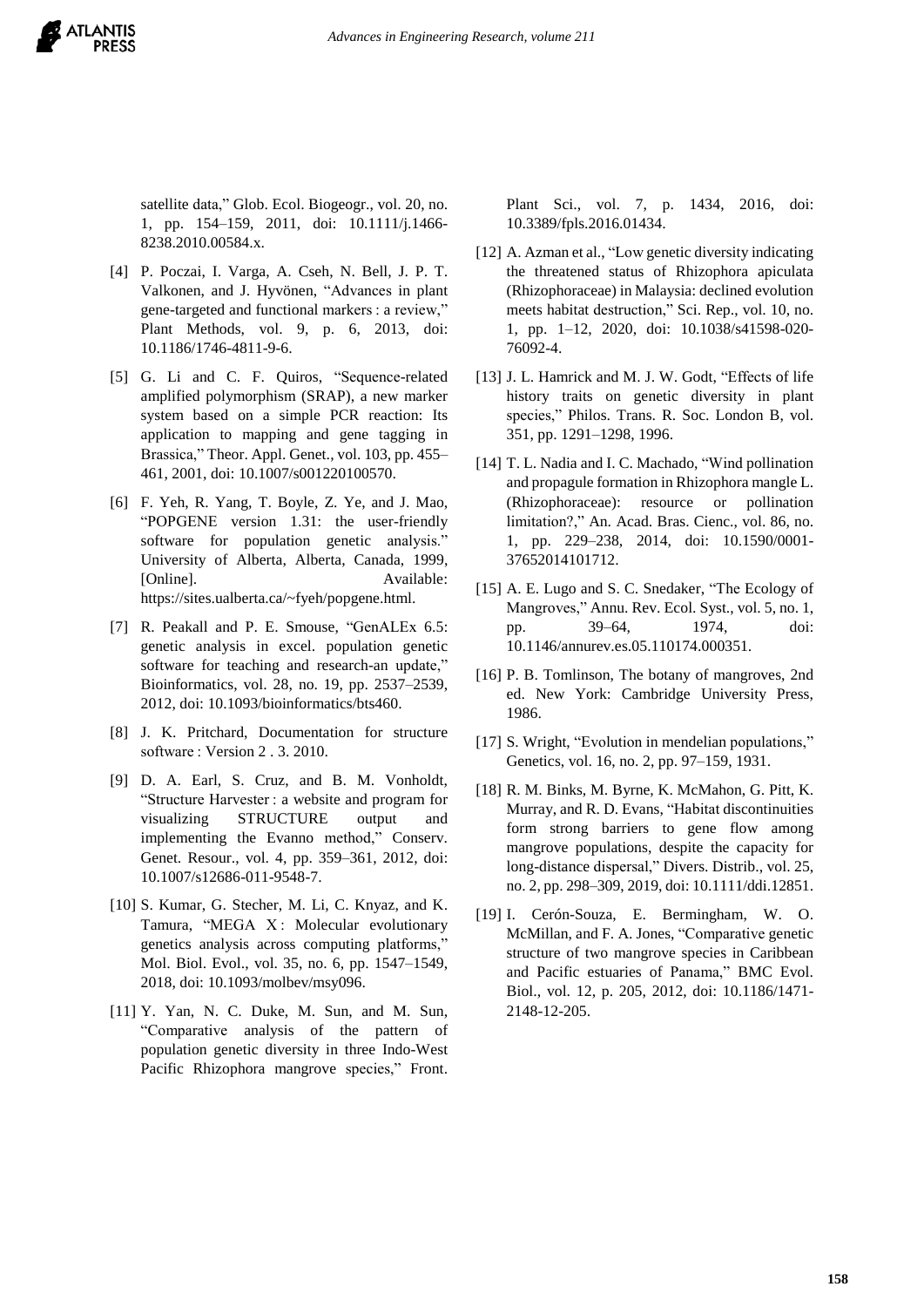satellite data," Glob. Ecol. Biogeogr., vol. 20, no. 1, pp. 154–159, 2011, doi: 10.1111/j.1466-8238.2010.00584.x.

[4] P. Poczai, I. Varga, A. Cseh, N. Bell, J. P. T. Valkonen, and J. Hyvönen, "Advances in plant gene-targeted and functional markers : a review," Plant Methods, vol. 9, p. 6, 2013, doi: 10.1186/1746-4811-9-6.

[5] G. Li and C. F. Quiros, "Sequence-related amplified polymorphism (SRAP), a new marker system based on a simple PCR reaction: Its application to mapping and gene tagging in Brassica," Theor. Appl. Genet., vol. 103, pp. 455–461, 2001, doi: 10.1007/s001220100570.

[6] F. Yeh, R. Yang, T. Boyle, Z. Ye, and J. Mao, "POPGENE version 1.31: the user-friendly software for population genetic analysis." University of Alberta, Alberta, Canada, 1999, [Online]. Available: https://sites.ualberta.ca/~fyeh/popgene.html.

[7] R. Peakall and P. E. Smouse, "GenALEx 6.5: genetic analysis in excel. population genetic software for teaching and research-an update," Bioinformatics, vol. 28, no. 19, pp. 2537–2539, 2012, doi: 10.1093/bioinformatics/bts460.

[8] J. K. Pritchard, Documentation for structure software : Version 2 . 3. 2010.

[9] D. A. Earl, S. Cruz, and B. M. Vonholdt, "Structure Harvester : a website and program for visualizing STRUCTURE output and implementing the Evanno method," Conserv. Genet. Resour., vol. 4, pp. 359–361, 2012, doi: 10.1007/s12686-011-9548-7.

[10] S. Kumar, G. Stecher, M. Li, C. Knyaz, and K. Tamura, "MEGA X : Molecular evolutionary genetics analysis across computing platforms," Mol. Biol. Evol., vol. 35, no. 6, pp. 1547–1549, 2018, doi: 10.1093/molbev/msy096.

[11] Y. Yan, N. C. Duke, M. Sun, and M. Sun, "Comparative analysis of the pattern of population genetic diversity in three Indo-West Pacific Rhizophora mangrove species," Front. Plant Sci., vol. 7, p. 1434, 2016, doi: 10.3389/fpls.2016.01434.

[12] A. Azman et al., "Low genetic diversity indicating the threatened status of Rhizophora apiculata (Rhizophoraceae) in Malaysia: declined evolution meets habitat destruction," Sci. Rep., vol. 10, no. 1, pp. 1–12, 2020, doi: 10.1038/s41598-020-76092-4.

[13] J. L. Hamrick and M. J. W. Godt, "Effects of life history traits on genetic diversity in plant species," Philos. Trans. R. Soc. London B, vol. 351, pp. 1291–1298, 1996.

[14] T. L. Nadia and I. C. Machado, "Wind pollination and propagule formation in Rhizophora mangle L. (Rhizophoraceae): resource or pollination limitation?," An. Acad. Bras. Cienc., vol. 86, no. 1, pp. 229–238, 2014, doi: 10.1590/0001-37652014101712.

[15] A. E. Lugo and S. C. Snedaker, "The Ecology of Mangroves," Annu. Rev. Ecol. Syst., vol. 5, no. 1, pp. 39–64, 1974, doi: 10.1146/annurev.es.05.110174.000351.

[16] P. B. Tomlinson, The botany of mangroves, 2nd ed. New York: Cambridge University Press, 1986.

[17] S. Wright, "Evolution in mendelian populations," Genetics, vol. 16, no. 2, pp. 97–159, 1931.

[18] R. M. Binks, M. Byrne, K. McMahon, G. Pitt, K. Murray, and R. D. Evans, "Habitat discontinuities form strong barriers to gene flow among mangrove populations, despite the capacity for long-distance dispersal," Divers. Distrib., vol. 25, no. 2, pp. 298–309, 2019, doi: 10.1111/ddi.12851.

[19] I. Cerón-Souza, E. Bermingham, W. O. McMillan, and F. A. Jones, "Comparative genetic structure of two mangrove species in Caribbean and Pacific estuaries of Panama," BMC Evol. Biol., vol. 12, p. 205, 2012, doi: 10.1186/1471-2148-12-205.